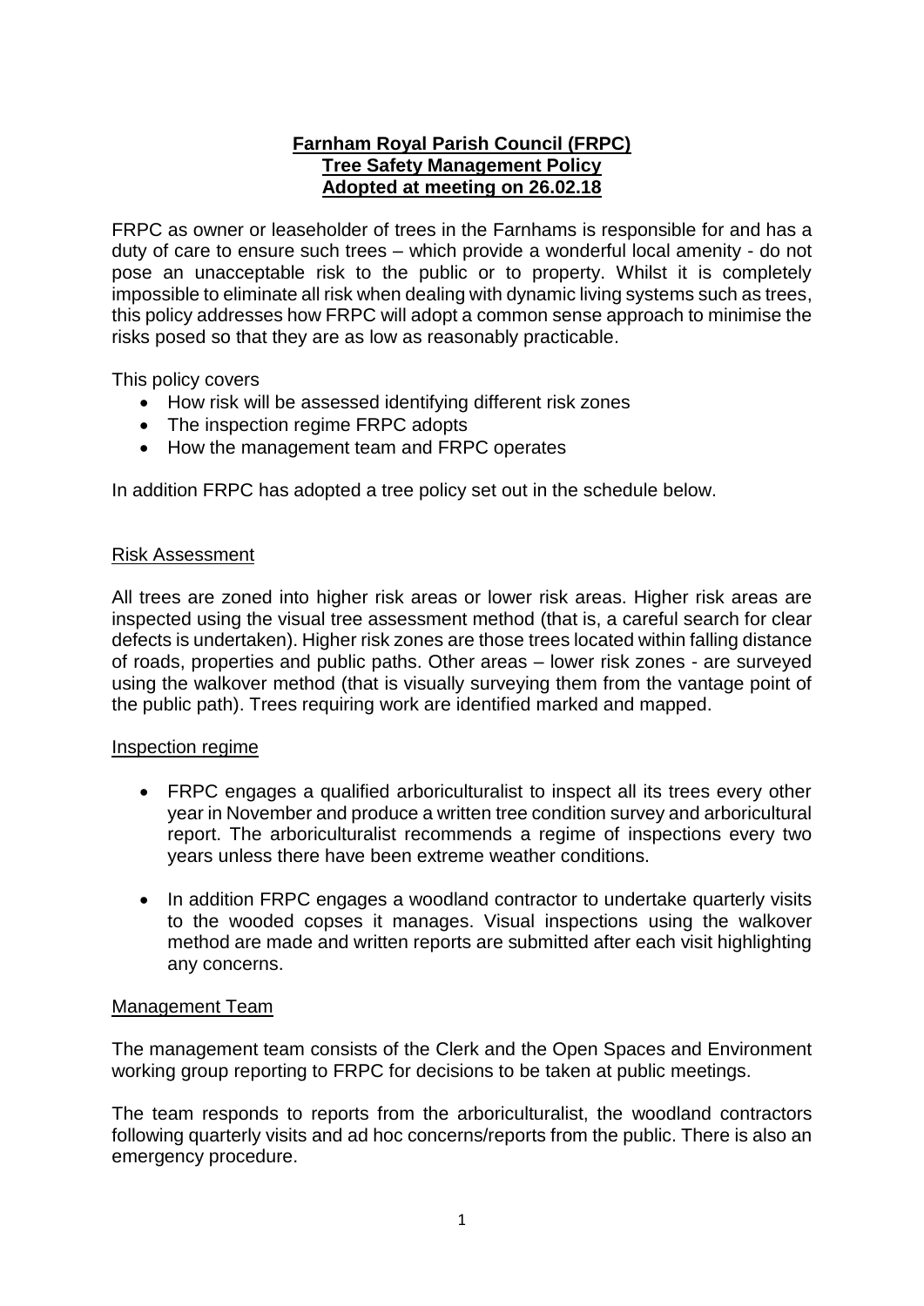# Farnham Royal Parish Council (FRPC)
# Tree Safety Management Policy
# Adopted at meeting on 26.02.18

FRPC as owner or leaseholder of trees in the Farnhams is responsible for and has a duty of care to ensure such trees – which provide a wonderful local amenity - do not pose an unacceptable risk to the public or to property. Whilst it is completely impossible to eliminate all risk when dealing with dynamic living systems such as trees, this policy addresses how FRPC will adopt a common sense approach to minimise the risks posed so that they are as low as reasonably practicable.

This policy covers

- How risk will be assessed identifying different risk zones
- The inspection regime FRPC adopts
- How the management team and FRPC operates

In addition FRPC has adopted a tree policy set out in the schedule below.

## Risk Assessment

All trees are zoned into higher risk areas or lower risk areas. Higher risk areas are inspected using the visual tree assessment method (that is, a careful search for clear defects is undertaken). Higher risk zones are those trees located within falling distance of roads, properties and public paths. Other areas – lower risk zones - are surveyed using the walkover method (that is visually surveying them from the vantage point of the public path). Trees requiring work are identified marked and mapped.

## Inspection regime

- FRPC engages a qualified arboriculturalist to inspect all its trees every other year in November and produce a written tree condition survey and arboricultural report. The arboriculturalist recommends a regime of inspections every two years unless there have been extreme weather conditions.

- In addition FRPC engages a woodland contractor to undertake quarterly visits to the wooded copses it manages. Visual inspections using the walkover method are made and written reports are submitted after each visit highlighting any concerns.

## Management Team

The management team consists of the Clerk and the Open Spaces and Environment working group reporting to FRPC for decisions to be taken at public meetings.

The team responds to reports from the arboriculturalist, the woodland contractors following quarterly visits and ad hoc concerns/reports from the public. There is also an emergency procedure.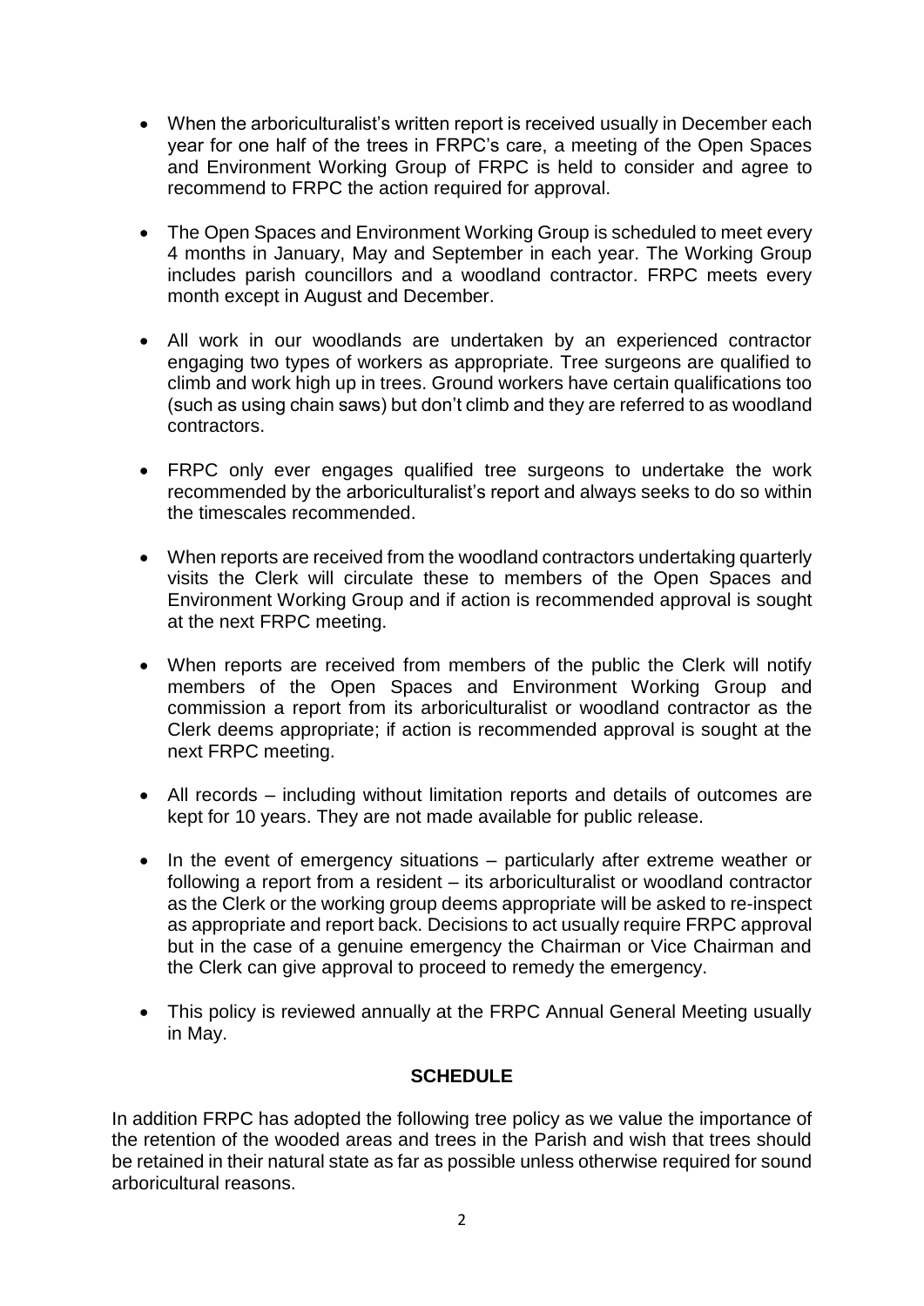- When the arboriculturalist's written report is received usually in December each year for one half of the trees in FRPC's care, a meeting of the Open Spaces and Environment Working Group of FRPC is held to consider and agree to recommend to FRPC the action required for approval.

- The Open Spaces and Environment Working Group is scheduled to meet every 4 months in January, May and September in each year. The Working Group includes parish councillors and a woodland contractor. FRPC meets every month except in August and December.

- All work in our woodlands are undertaken by an experienced contractor engaging two types of workers as appropriate. Tree surgeons are qualified to climb and work high up in trees. Ground workers have certain qualifications too (such as using chain saws) but don't climb and they are referred to as woodland contractors.

- FRPC only ever engages qualified tree surgeons to undertake the work recommended by the arboriculturalist's report and always seeks to do so within the timescales recommended.

- When reports are received from the woodland contractors undertaking quarterly visits the Clerk will circulate these to members of the Open Spaces and Environment Working Group and if action is recommended approval is sought at the next FRPC meeting.

- When reports are received from members of the public the Clerk will notify members of the Open Spaces and Environment Working Group and commission a report from its arboriculturalist or woodland contractor as the Clerk deems appropriate; if action is recommended approval is sought at the next FRPC meeting.

- All records – including without limitation reports and details of outcomes are kept for 10 years. They are not made available for public release.

- In the event of emergency situations – particularly after extreme weather or following a report from a resident – its arboriculturalist or woodland contractor as the Clerk or the working group deems appropriate will be asked to re-inspect as appropriate and report back. Decisions to act usually require FRPC approval but in the case of a genuine emergency the Chairman or Vice Chairman and the Clerk can give approval to proceed to remedy the emergency.

- This policy is reviewed annually at the FRPC Annual General Meeting usually in May.

## SCHEDULE

In addition FRPC has adopted the following tree policy as we value the importance of the retention of the wooded areas and trees in the Parish and wish that trees should be retained in their natural state as far as possible unless otherwise required for sound arboricultural reasons.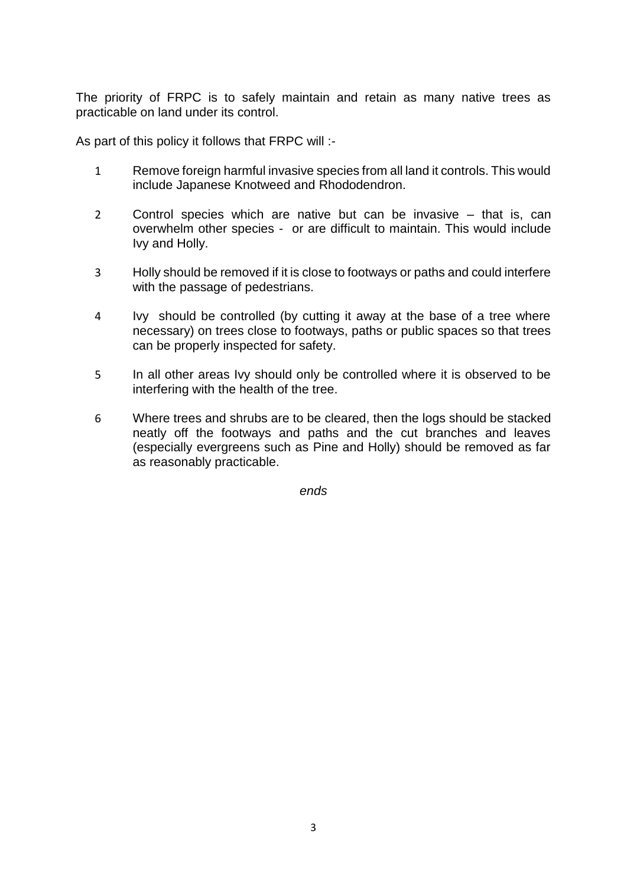The priority of FRPC is to safely maintain and retain as many native trees as practicable on land under its control.

As part of this policy it follows that FRPC will :-

1. Remove foreign harmful invasive species from all land it controls. This would include Japanese Knotweed and Rhododendron.

2. Control species which are native but can be invasive – that is, can overwhelm other species - or are difficult to maintain. This would include Ivy and Holly.

3. Holly should be removed if it is close to footways or paths and could interfere with the passage of pedestrians.

4. Ivy should be controlled (by cutting it away at the base of a tree where necessary) on trees close to footways, paths or public spaces so that trees can be properly inspected for safety.

5. In all other areas Ivy should only be controlled where it is observed to be interfering with the health of the tree.

6. Where trees and shrubs are to be cleared, then the logs should be stacked neatly off the footways and paths and the cut branches and leaves (especially evergreens such as Pine and Holly) should be removed as far as reasonably practicable.

*ends*